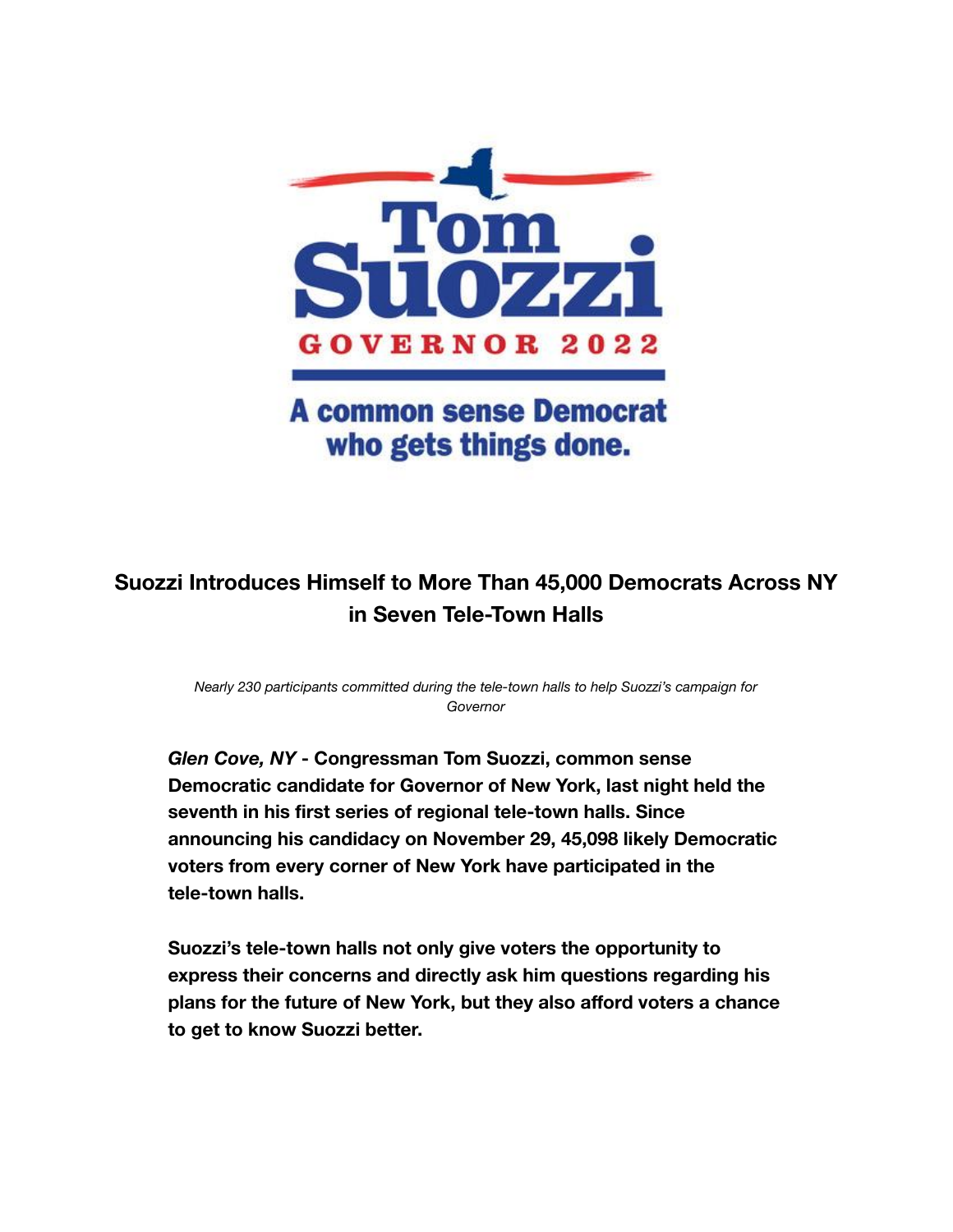Tom Suozzi

GOVERNOR 2022

A common sense Democrat who gets things done.

## Suozzi Introduces Himself to More Than 45,000 Democrats Across NY in Seven Tele-Town Halls

*Nearly 230 participants committed during the tele-town halls to help Suozzi's campaign for Governor*

***Glen Cove, NY*** **- Congressman Tom Suozzi, common sense Democratic candidate for Governor of New York, last night held the seventh in his first series of regional tele-town halls. Since announcing his candidacy on November 29, 45,098 likely Democratic voters from every corner of New York have participated in the tele-town halls.**

**Suozzi's tele-town halls not only give voters the opportunity to express their concerns and directly ask him questions regarding his plans for the future of New York, but they also afford voters a chance to get to know Suozzi better.**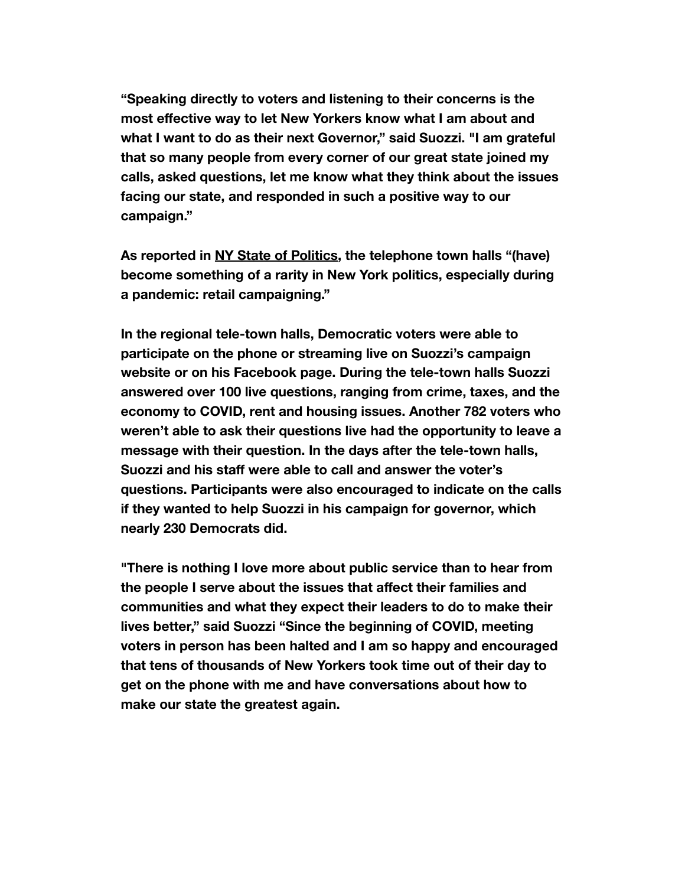**“Speaking directly to voters and listening to their concerns is the most effective way to let New Yorkers know what I am about and what I want to do as their next Governor,” said Suozzi. "I am grateful that so many people from every corner of our great state joined my calls, asked questions, let me know what they think about the issues facing our state, and responded in such a positive way to our campaign.”**

**As reported in NY State of Politics, the telephone town halls “(have) become something of a rarity in New York politics, especially during a pandemic: retail campaigning.”**

**In the regional tele-town halls, Democratic voters were able to participate on the phone or streaming live on Suozzi’s campaign website or on his Facebook page. During the tele-town halls Suozzi answered over 100 live questions, ranging from crime, taxes, and the economy to COVID, rent and housing issues. Another 782 voters who weren’t able to ask their questions live had the opportunity to leave a message with their question. In the days after the tele-town halls, Suozzi and his staff were able to call and answer the voter’s questions. Participants were also encouraged to indicate on the calls if they wanted to help Suozzi in his campaign for governor, which nearly 230 Democrats did.**

**"There is nothing I love more about public service than to hear from the people I serve about the issues that affect their families and communities and what they expect their leaders to do to make their lives better,” said Suozzi “Since the beginning of COVID, meeting voters in person has been halted and I am so happy and encouraged that tens of thousands of New Yorkers took time out of their day to get on the phone with me and have conversations about how to make our state the greatest again.**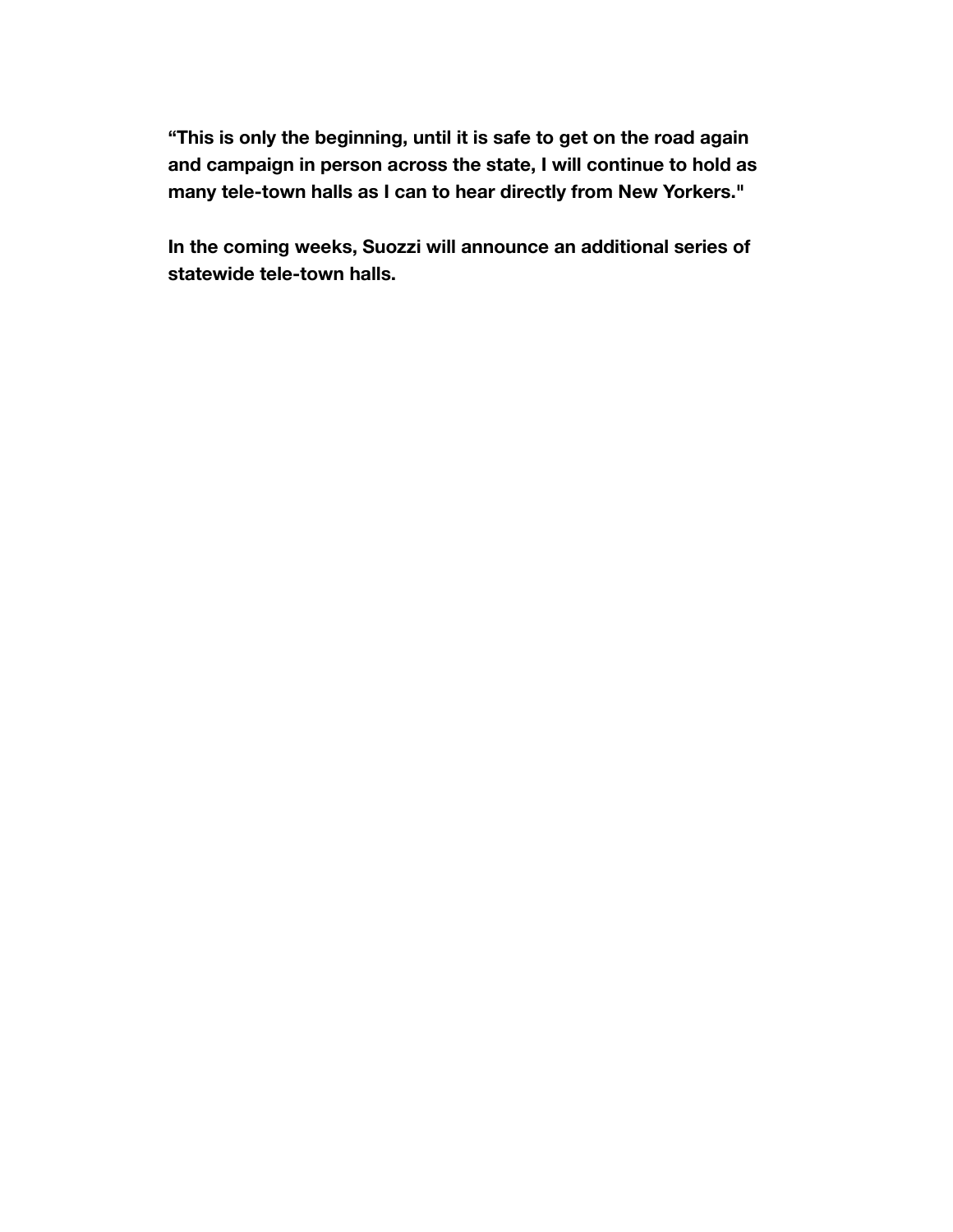**“This is only the beginning, until it is safe to get on the road again and campaign in person across the state, I will continue to hold as many tele-town halls as I can to hear directly from New Yorkers."**

**In the coming weeks, Suozzi will announce an additional series of statewide tele-town halls.**